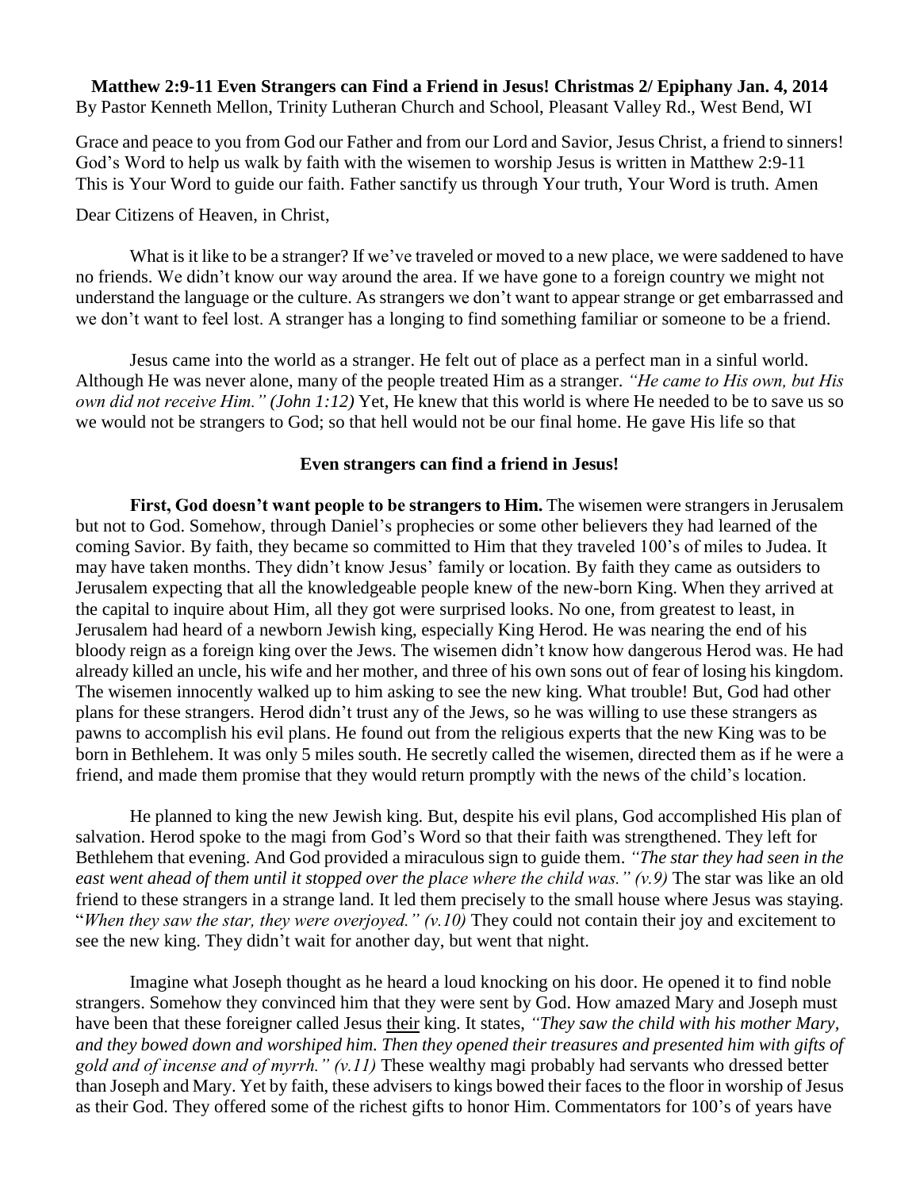**Matthew 2:9-11 Even Strangers can Find a Friend in Jesus! Christmas 2/ Epiphany Jan. 4, 2014**
By Pastor Kenneth Mellon, Trinity Lutheran Church and School, Pleasant Valley Rd., West Bend, WI

Grace and peace to you from God our Father and from our Lord and Savior, Jesus Christ, a friend to sinners! God's Word to help us walk by faith with the wisemen to worship Jesus is written in Matthew 2:9-11 This is Your Word to guide our faith. Father sanctify us through Your truth, Your Word is truth. Amen

Dear Citizens of Heaven, in Christ,

What is it like to be a stranger? If we've traveled or moved to a new place, we were saddened to have no friends. We didn't know our way around the area. If we have gone to a foreign country we might not understand the language or the culture. As strangers we don't want to appear strange or get embarrassed and we don't want to feel lost. A stranger has a longing to find something familiar or someone to be a friend.

Jesus came into the world as a stranger. He felt out of place as a perfect man in a sinful world. Although He was never alone, many of the people treated Him as a stranger. *"He came to His own, but His own did not receive Him." (John 1:12)* Yet, He knew that this world is where He needed to be to save us so we would not be strangers to God; so that hell would not be our final home. He gave His life so that

**Even strangers can find a friend in Jesus!**

**First, God doesn't want people to be strangers to Him.** The wisemen were strangers in Jerusalem but not to God. Somehow, through Daniel's prophecies or some other believers they had learned of the coming Savior. By faith, they became so committed to Him that they traveled 100's of miles to Judea. It may have taken months. They didn't know Jesus' family or location. By faith they came as outsiders to Jerusalem expecting that all the knowledgeable people knew of the new-born King. When they arrived at the capital to inquire about Him, all they got were surprised looks. No one, from greatest to least, in Jerusalem had heard of a newborn Jewish king, especially King Herod. He was nearing the end of his bloody reign as a foreign king over the Jews. The wisemen didn't know how dangerous Herod was. He had already killed an uncle, his wife and her mother, and three of his own sons out of fear of losing his kingdom. The wisemen innocently walked up to him asking to see the new king. What trouble! But, God had other plans for these strangers. Herod didn't trust any of the Jews, so he was willing to use these strangers as pawns to accomplish his evil plans. He found out from the religious experts that the new King was to be born in Bethlehem. It was only 5 miles south. He secretly called the wisemen, directed them as if he were a friend, and made them promise that they would return promptly with the news of the child's location.

He planned to king the new Jewish king. But, despite his evil plans, God accomplished His plan of salvation. Herod spoke to the magi from God's Word so that their faith was strengthened. They left for Bethlehem that evening. And God provided a miraculous sign to guide them. *"The star they had seen in the east went ahead of them until it stopped over the place where the child was." (v.9)* The star was like an old friend to these strangers in a strange land. It led them precisely to the small house where Jesus was staying. "*When they saw the star, they were overjoyed." (v.10)* They could not contain their joy and excitement to see the new king. They didn't wait for another day, but went that night.

Imagine what Joseph thought as he heard a loud knocking on his door. He opened it to find noble strangers. Somehow they convinced him that they were sent by God. How amazed Mary and Joseph must have been that these foreigner called Jesus <u>their</u> king. It states, *"They saw the child with his mother Mary, and they bowed down and worshiped him. Then they opened their treasures and presented him with gifts of gold and of incense and of myrrh." (v.11)* These wealthy magi probably had servants who dressed better than Joseph and Mary. Yet by faith, these advisers to kings bowed their faces to the floor in worship of Jesus as their God. They offered some of the richest gifts to honor Him. Commentators for 100's of years have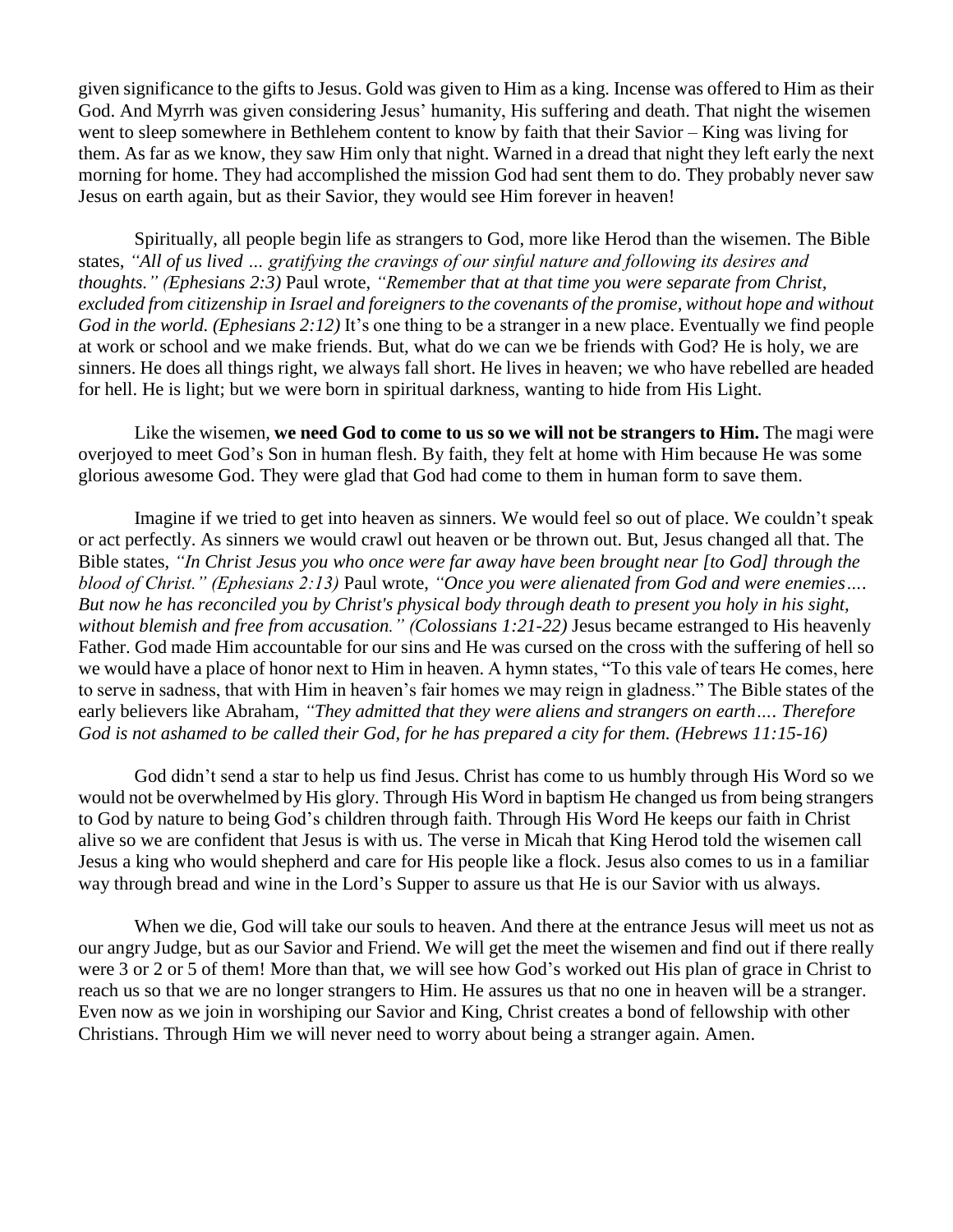given significance to the gifts to Jesus. Gold was given to Him as a king. Incense was offered to Him as their God. And Myrrh was given considering Jesus' humanity, His suffering and death. That night the wisemen went to sleep somewhere in Bethlehem content to know by faith that their Savior – King was living for them. As far as we know, they saw Him only that night. Warned in a dread that night they left early the next morning for home. They had accomplished the mission God had sent them to do. They probably never saw Jesus on earth again, but as their Savior, they would see Him forever in heaven!

Spiritually, all people begin life as strangers to God, more like Herod than the wisemen. The Bible states, *"All of us lived … gratifying the cravings of our sinful nature and following its desires and thoughts." (Ephesians 2:3)* Paul wrote, *"Remember that at that time you were separate from Christ, excluded from citizenship in Israel and foreigners to the covenants of the promise, without hope and without God in the world. (Ephesians 2:12)* It's one thing to be a stranger in a new place. Eventually we find people at work or school and we make friends. But, what do we can we be friends with God? He is holy, we are sinners. He does all things right, we always fall short. He lives in heaven; we who have rebelled are headed for hell. He is light; but we were born in spiritual darkness, wanting to hide from His Light.

Like the wisemen, **we need God to come to us so we will not be strangers to Him.** The magi were overjoyed to meet God's Son in human flesh. By faith, they felt at home with Him because He was some glorious awesome God. They were glad that God had come to them in human form to save them.

Imagine if we tried to get into heaven as sinners. We would feel so out of place. We couldn't speak or act perfectly. As sinners we would crawl out heaven or be thrown out. But, Jesus changed all that. The Bible states, *"In Christ Jesus you who once were far away have been brought near [to God] through the blood of Christ." (Ephesians 2:13)* Paul wrote, *"Once you were alienated from God and were enemies…. But now he has reconciled you by Christ's physical body through death to present you holy in his sight, without blemish and free from accusation." (Colossians 1:21-22)* Jesus became estranged to His heavenly Father. God made Him accountable for our sins and He was cursed on the cross with the suffering of hell so we would have a place of honor next to Him in heaven. A hymn states, "To this vale of tears He comes, here to serve in sadness, that with Him in heaven's fair homes we may reign in gladness." The Bible states of the early believers like Abraham, *"They admitted that they were aliens and strangers on earth…. Therefore God is not ashamed to be called their God, for he has prepared a city for them. (Hebrews 11:15-16)*

God didn't send a star to help us find Jesus. Christ has come to us humbly through His Word so we would not be overwhelmed by His glory. Through His Word in baptism He changed us from being strangers to God by nature to being God's children through faith. Through His Word He keeps our faith in Christ alive so we are confident that Jesus is with us. The verse in Micah that King Herod told the wisemen call Jesus a king who would shepherd and care for His people like a flock. Jesus also comes to us in a familiar way through bread and wine in the Lord's Supper to assure us that He is our Savior with us always.

When we die, God will take our souls to heaven. And there at the entrance Jesus will meet us not as our angry Judge, but as our Savior and Friend. We will get the meet the wisemen and find out if there really were 3 or 2 or 5 of them! More than that, we will see how God's worked out His plan of grace in Christ to reach us so that we are no longer strangers to Him. He assures us that no one in heaven will be a stranger. Even now as we join in worshiping our Savior and King, Christ creates a bond of fellowship with other Christians. Through Him we will never need to worry about being a stranger again. Amen.